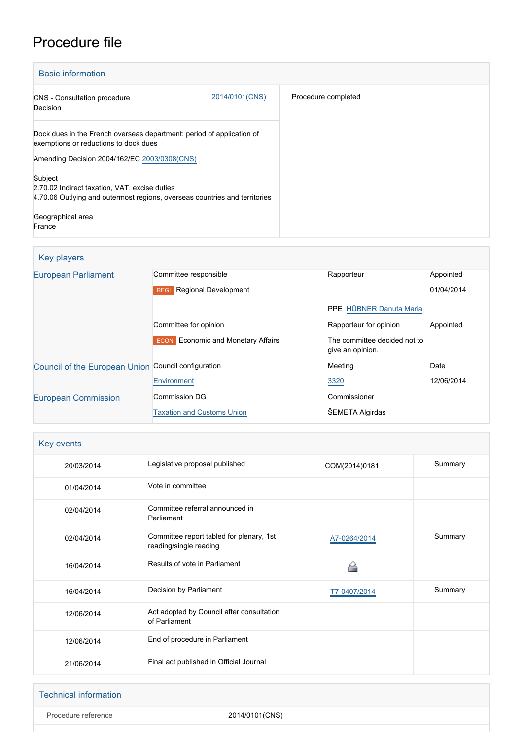# Procedure file

## Basic information

| | |
|---|---|
| CNS - Consultation procedure<br>Decision | 2014/0101(CNS) |
| Procedure completed | |

Dock dues in the French overseas department: period of application of exemptions or reductions to dock dues

Amending Decision 2004/162/EC 2003/0308(CNS)

Subject
2.70.02 Indirect taxation, VAT, excise duties
4.70.06 Outlying and outermost regions, overseas countries and territories

Geographical area
France

## Key players

| | | | |
|---|---|---|---|
| European Parliament | Committee responsible | Rapporteur | Appointed |
| | REGI Regional Development | | 01/04/2014 |
| | | PPE HÜBNER Danuta Maria | |
| | Committee for opinion | Rapporteur for opinion | Appointed |
| | ECON Economic and Monetary Affairs | The committee decided not to give an opinion. | |
| Council of the European Union | Council configuration | Meeting | Date |
| | Environment | 3320 | 12/06/2014 |
| European Commission | Commission DG | Commissioner | |
| | Taxation and Customs Union | ŠEMETA Algirdas | |

## Key events

| | | | |
|---|---|---|---|
| 20/03/2014 | Legislative proposal published | COM(2014)0181 | Summary |
| 01/04/2014 | Vote in committee | | |
| 02/04/2014 | Committee referral announced in Parliament | | |
| 02/04/2014 | Committee report tabled for plenary, 1st reading/single reading | A7-0264/2014 | Summary |
| 16/04/2014 | Results of vote in Parliament | | |
| 16/04/2014 | Decision by Parliament | T7-0407/2014 | Summary |
| 12/06/2014 | Act adopted by Council after consultation of Parliament | | |
| 12/06/2014 | End of procedure in Parliament | | |
| 21/06/2014 | Final act published in Official Journal | | |

## Technical information

| | |
|---|---|
| Procedure reference | 2014/0101(CNS) |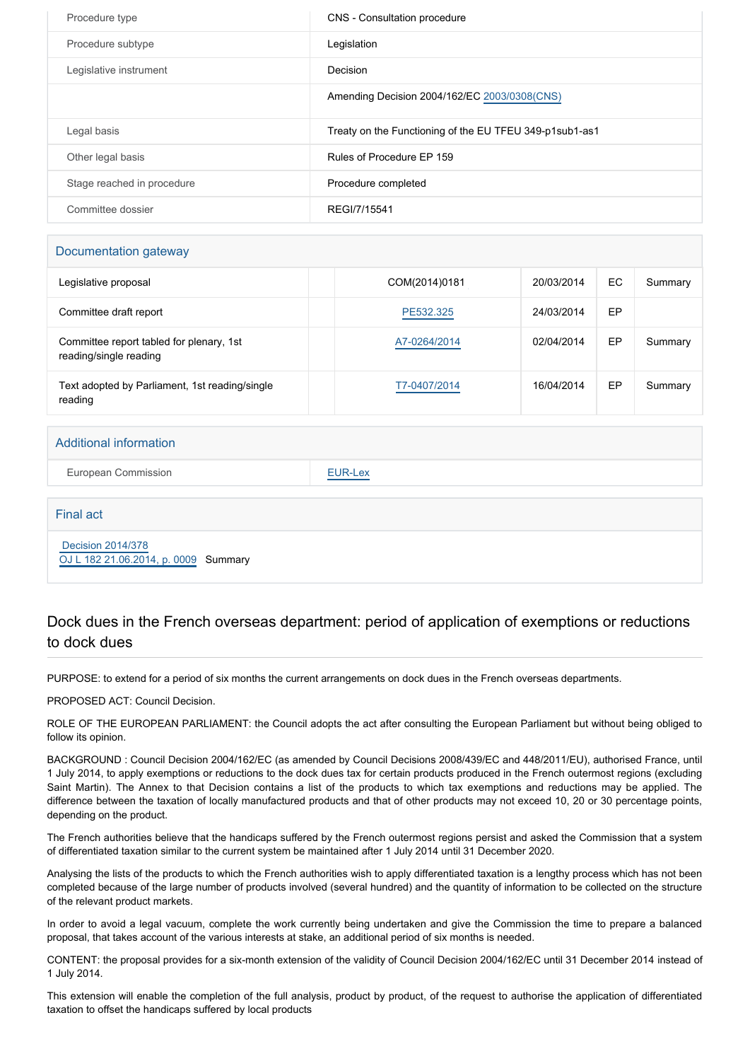| | |
|---|---|
| Procedure type | CNS - Consultation procedure |
| Procedure subtype | Legislation |
| Legislative instrument | Decision |
| | Amending Decision 2004/162/EC 2003/0308(CNS) |
| Legal basis | Treaty on the Functioning of the EU TFEU 349-p1sub1-as1 |
| Other legal basis | Rules of Procedure EP 159 |
| Stage reached in procedure | Procedure completed |
| Committee dossier | REGI/7/15541 |

## Documentation gateway

| | | | | | |
|---|---|---|---|---|---|
| Legislative proposal | | COM(2014)0181 | 20/03/2014 | EC | Summary |
| Committee draft report | | PE532.325 | 24/03/2014 | EP | |
| Committee report tabled for plenary, 1st reading/single reading | | A7-0264/2014 | 02/04/2014 | EP | Summary |
| Text adopted by Parliament, 1st reading/single reading | | T7-0407/2014 | 16/04/2014 | EP | Summary |

## Additional information

| | |
|---|---|
| European Commission | EUR-Lex |

## Final act

Decision 2014/378
OJ L 182 21.06.2014, p. 0009 Summary

## Dock dues in the French overseas department: period of application of exemptions or reductions to dock dues

PURPOSE: to extend for a period of six months the current arrangements on dock dues in the French overseas departments.

PROPOSED ACT: Council Decision.

ROLE OF THE EUROPEAN PARLIAMENT: the Council adopts the act after consulting the European Parliament but without being obliged to follow its opinion.

BACKGROUND : Council Decision 2004/162/EC (as amended by Council Decisions 2008/439/EC and 448/2011/EU), authorised France, until 1 July 2014, to apply exemptions or reductions to the dock dues tax for certain products produced in the French outermost regions (excluding Saint Martin). The Annex to that Decision contains a list of the products to which tax exemptions and reductions may be applied. The difference between the taxation of locally manufactured products and that of other products may not exceed 10, 20 or 30 percentage points, depending on the product.

The French authorities believe that the handicaps suffered by the French outermost regions persist and asked the Commission that a system of differentiated taxation similar to the current system be maintained after 1 July 2014 until 31 December 2020.

Analysing the lists of the products to which the French authorities wish to apply differentiated taxation is a lengthy process which has not been completed because of the large number of products involved (several hundred) and the quantity of information to be collected on the structure of the relevant product markets.

In order to avoid a legal vacuum, complete the work currently being undertaken and give the Commission the time to prepare a balanced proposal, that takes account of the various interests at stake, an additional period of six months is needed.

CONTENT: the proposal provides for a six-month extension of the validity of Council Decision 2004/162/EC until 31 December 2014 instead of 1 July 2014.

This extension will enable the completion of the full analysis, product by product, of the request to authorise the application of differentiated taxation to offset the handicaps suffered by local products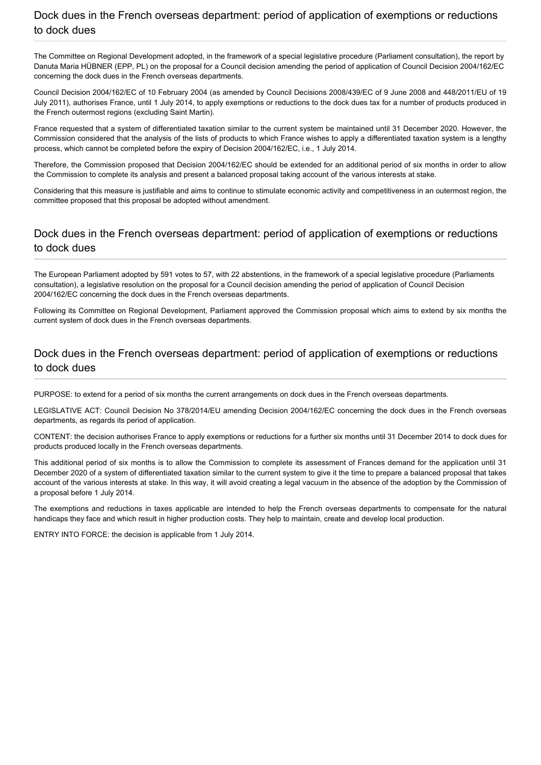## Dock dues in the French overseas department: period of application of exemptions or reductions to dock dues

The Committee on Regional Development adopted, in the framework of a special legislative procedure (Parliament consultation), the report by Danuta Maria HÜBNER (EPP, PL) on the proposal for a Council decision amending the period of application of Council Decision 2004/162/EC concerning the dock dues in the French overseas departments.

Council Decision 2004/162/EC of 10 February 2004 (as amended by Council Decisions 2008/439/EC of 9 June 2008 and 448/2011/EU of 19 July 2011), authorises France, until 1 July 2014, to apply exemptions or reductions to the dock dues tax for a number of products produced in the French outermost regions (excluding Saint Martin).

France requested that a system of differentiated taxation similar to the current system be maintained until 31 December 2020. However, the Commission considered that the analysis of the lists of products to which France wishes to apply a differentiated taxation system is a lengthy process, which cannot be completed before the expiry of Decision 2004/162/EC, i.e., 1 July 2014.

Therefore, the Commission proposed that Decision 2004/162/EC should be extended for an additional period of six months in order to allow the Commission to complete its analysis and present a balanced proposal taking account of the various interests at stake.

Considering that this measure is justifiable and aims to continue to stimulate economic activity and competitiveness in an outermost region, the committee proposed that this proposal be adopted without amendment.

## Dock dues in the French overseas department: period of application of exemptions or reductions to dock dues

The European Parliament adopted by 591 votes to 57, with 22 abstentions, in the framework of a special legislative procedure (Parliaments consultation), a legislative resolution on the proposal for a Council decision amending the period of application of Council Decision 2004/162/EC concerning the dock dues in the French overseas departments.

Following its Committee on Regional Development, Parliament approved the Commission proposal which aims to extend by six months the current system of dock dues in the French overseas departments.

## Dock dues in the French overseas department: period of application of exemptions or reductions to dock dues

PURPOSE: to extend for a period of six months the current arrangements on dock dues in the French overseas departments.

LEGISLATIVE ACT: Council Decision No 378/2014/EU amending Decision 2004/162/EC concerning the dock dues in the French overseas departments, as regards its period of application.

CONTENT: the decision authorises France to apply exemptions or reductions for a further six months until 31 December 2014 to dock dues for products produced locally in the French overseas departments.

This additional period of six months is to allow the Commission to complete its assessment of Frances demand for the application until 31 December 2020 of a system of differentiated taxation similar to the current system to give it the time to prepare a balanced proposal that takes account of the various interests at stake. In this way, it will avoid creating a legal vacuum in the absence of the adoption by the Commission of a proposal before 1 July 2014.

The exemptions and reductions in taxes applicable are intended to help the French overseas departments to compensate for the natural handicaps they face and which result in higher production costs. They help to maintain, create and develop local production.

ENTRY INTO FORCE: the decision is applicable from 1 July 2014.